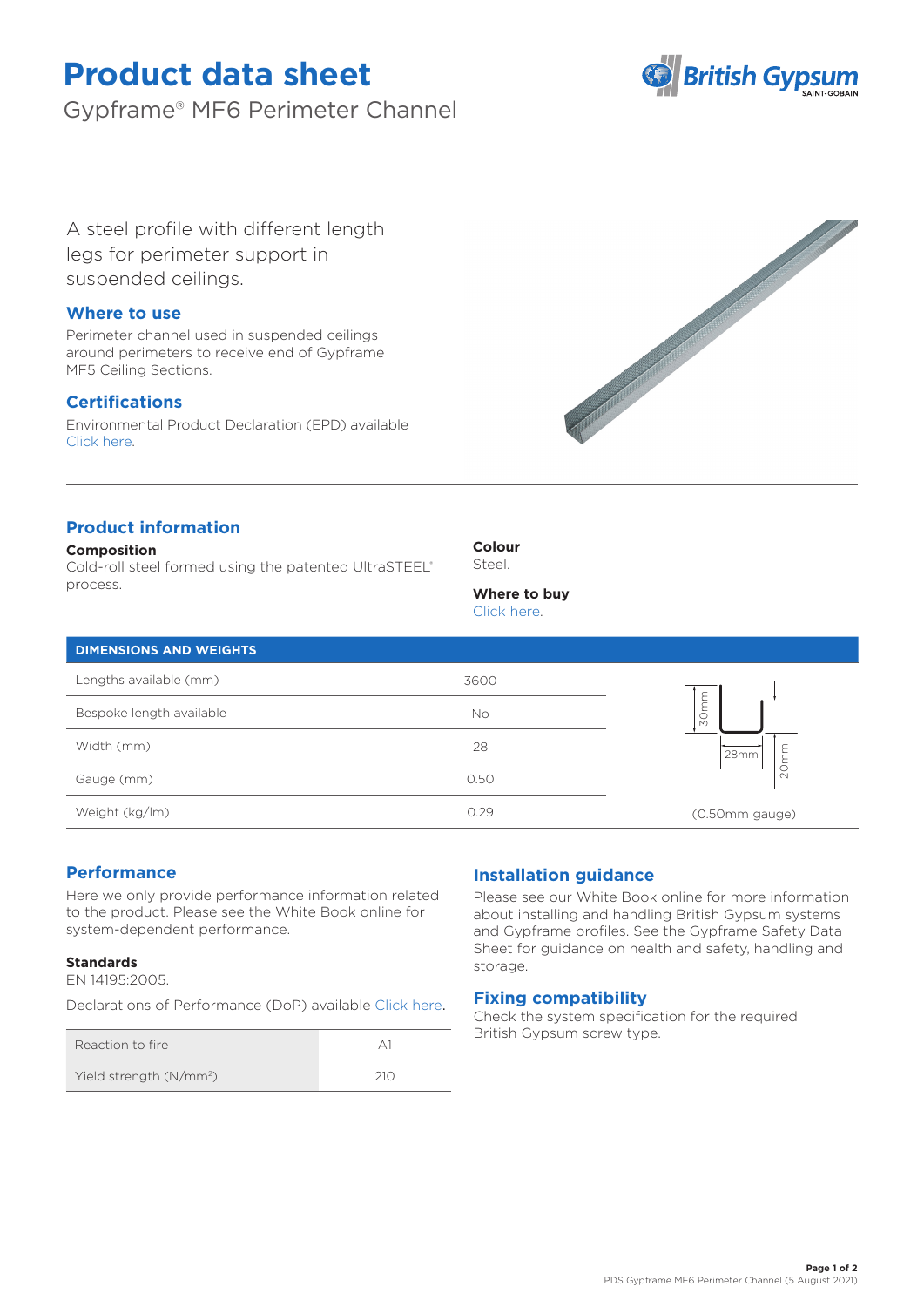# Product data sheet

Gypframe® MF6 Perimeter Channel

A steel profile with different length legs for perimeter support in suspended ceilings.

## Where to use

Perimeter channel used in suspended ceilings around perimeters to receive end of Gypframe MF5 Ceiling Sections.

## Certifications

Environmental Product Declaration (EPD) available Click here.

## Product information

**Composition**
Cold-roll steel formed using the patented UltraSTEEL® process.

**Colour**
Steel.

**Where to buy**
Click here.

| DIMENSIONS AND WEIGHTS | |
|---|---|
| Lengths available (mm) | 3600 |
| Bespoke length available | No |
| Width (mm) | 28 |
| Gauge (mm) | 0.50 |
| Weight (kg/lm) | 0.29 |

30mm, 28mm, 20mm (0.50mm gauge)

## Performance

Here we only provide performance information related to the product. Please see the White Book online for system-dependent performance.

**Standards**
EN 14195:2005.

Declarations of Performance (DoP) available Click here.

| Reaction to fire | A1 |
|---|---|
| Yield strength (N/mm²) | 210 |

## Installation guidance

Please see our White Book online for more information about installing and handling British Gypsum systems and Gypframe profiles. See the Gypframe Safety Data Sheet for guidance on health and safety, handling and storage.

## Fixing compatibility

Check the system specification for the required British Gypsum screw type.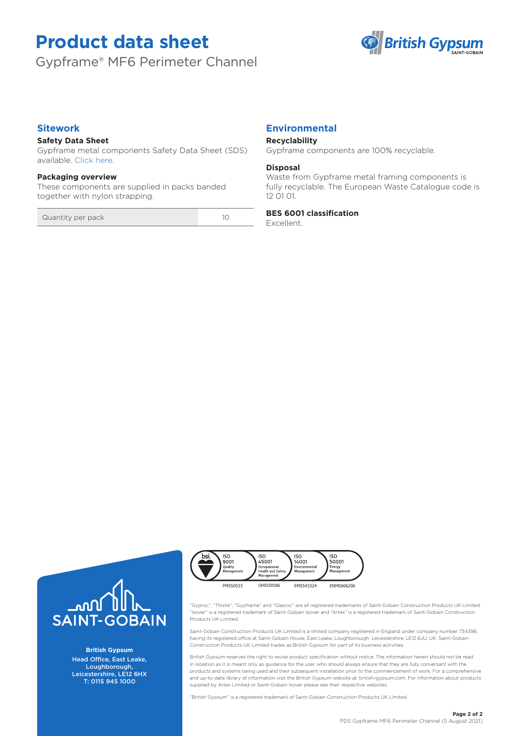# Product data sheet

Gypframe® MF6 Perimeter Channel

## Sitework

**Safety Data Sheet**

Gypframe metal components Safety Data Sheet (SDS) available. Click here.

**Packaging overview**

These components are supplied in packs banded together with nylon strapping.

| | |
|---|---|
| Quantity per pack | 10 |

## Environmental

**Recyclability**

Gypframe components are 100% recyclable.

**Disposal**

Waste from Gypframe metal framing components is fully recyclable. The European Waste Catalogue code is 12 01 01.

**BES 6001 classification**

Excellent.

**British Gypsum**
Head Office, East Leake, Loughborough, Leicestershire, LE12 6HX
T: 0115 945 1000

ISO 9001 Quality Management FM550533
ISO 45001 Occupational Health and Safety Management OHS550586
ISO 14001 Environmental Management EMS543324
ISO 50001 Energy Management ENMS606206

"Gyproc", "Thistle", "Gypframe" and "Glasroc" are all registered trademarks of Saint-Gobain Construction Products UK Limited. "Isover" is a registered trademark of Saint-Gobain Isover and "Artex" is a registered trademark of Saint-Gobain Construction Products UK Limited.

Saint-Gobain Construction Products UK Limited is a limited company registered in England under company number 734396, having its registered office at Saint-Gobain House, East Leake, Loughborough, Leicestershire, LE12 6JU, UK. Saint-Gobain Construction Products UK Limited trades as British Gypsum for part of its business activities.

British Gypsum reserves the right to revise product specification without notice. The information herein should not be read in isolation as it is meant only as guidance for the user, who should always ensure that they are fully conversant with the products and systems being used and their subsequent installation prior to the commencement of work. For a comprehensive and up-to-date library of information visit the British Gypsum website at: british-gypsum.com. For information about products supplied by Artex Limited or Saint-Gobain Isover please see their respective websites.

"British Gypsum" is a registered trademark of Saint-Gobain Construction Products UK Limited.

PDS Gypframe MF6 Perimeter Channel (5 August 2021)